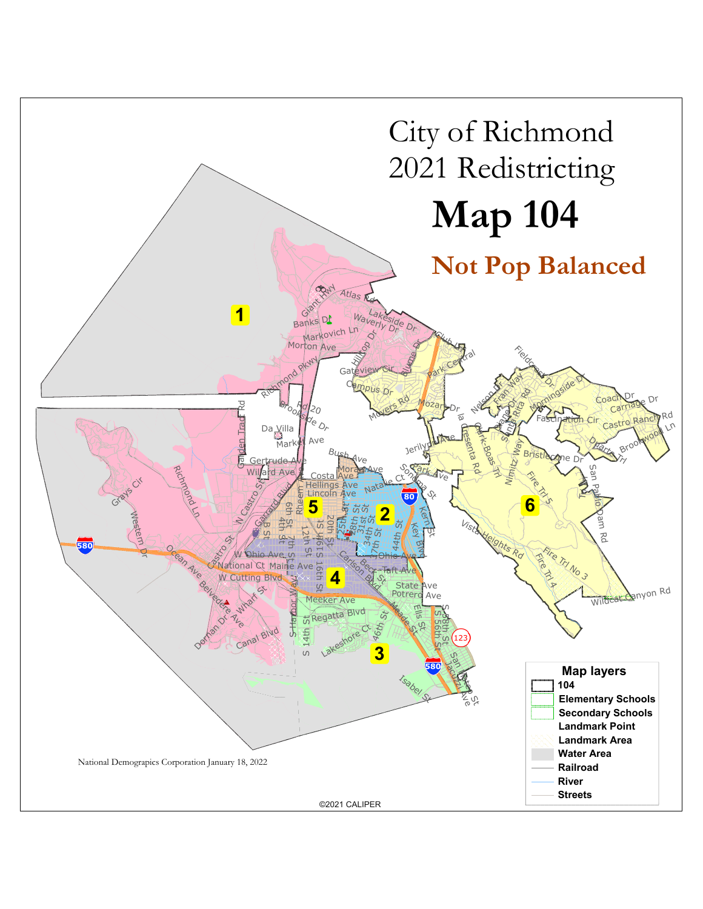# City of Richmond 2021 Redistricting

# Map 104

## Not Pop Balanced

**Map layers**

- 104
- Elementary Schools
- Secondary Schools
- Landmark Point
- Landmark Area
- Water Area
- Railroad
- River
- Streets

National Demographics Corporation January 18, 2022

©2021 CALIPER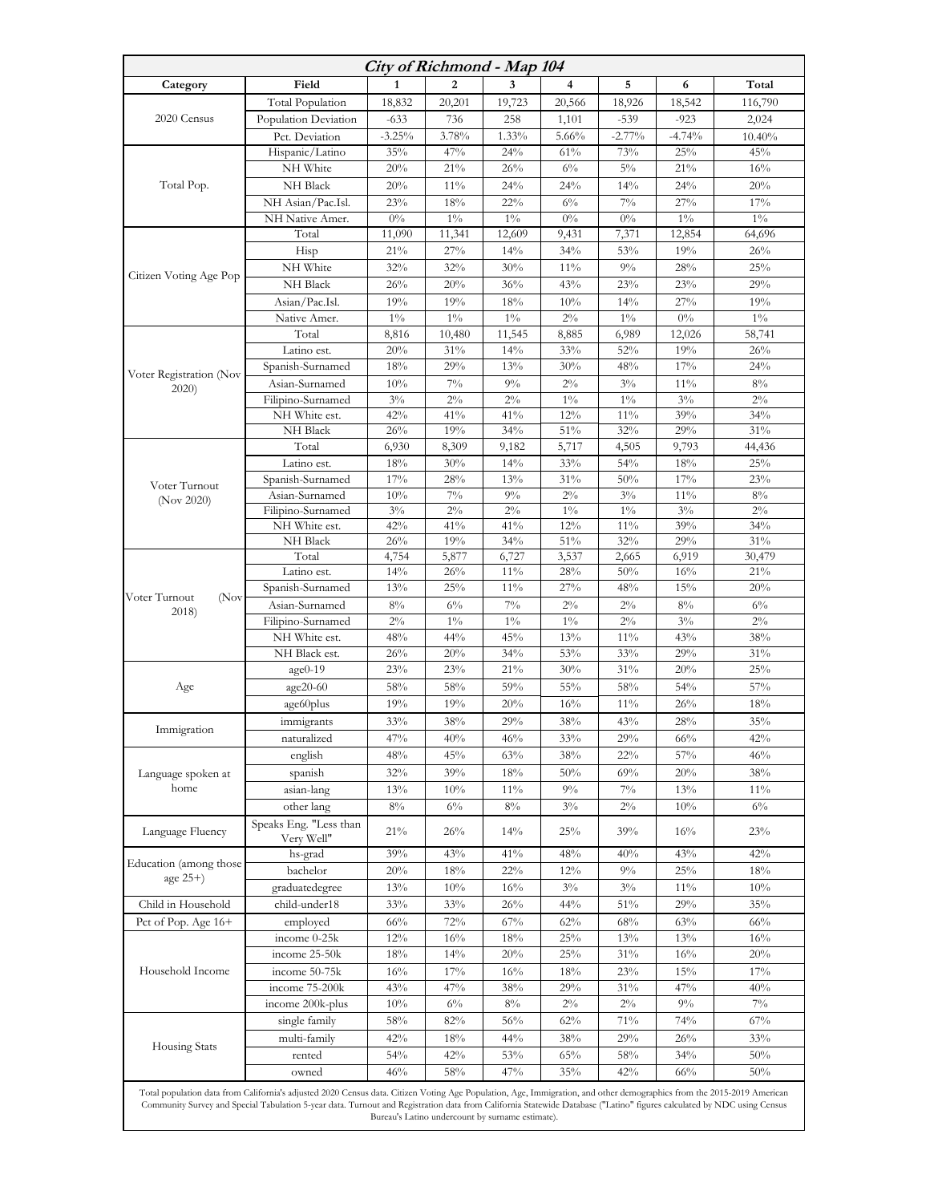## City of Richmond - Map 104

| Category | Field | 1 | 2 | 3 | 4 | 5 | 6 | Total |
|---|---|---|---|---|---|---|---|---|
| 2020 Census | Total Population | 18,832 | 20,201 | 19,723 | 20,566 | 18,926 | 18,542 | 116,790 |
| | Population Deviation | -633 | 736 | 258 | 1,101 | -539 | -923 | 2,024 |
| | Pct. Deviation | -3.25% | 3.78% | 1.33% | 5.66% | -2.77% | -4.74% | 10.40% |
| Total Pop. | Hispanic/Latino | 35% | 47% | 24% | 61% | 73% | 25% | 45% |
| | NH White | 20% | 21% | 26% | 6% | 5% | 21% | 16% |
| | NH Black | 20% | 11% | 24% | 24% | 14% | 24% | 20% |
| | NH Asian/Pac.Isl. | 23% | 18% | 22% | 6% | 7% | 27% | 17% |
| | NH Native Amer. | 0% | 1% | 1% | 0% | 0% | 1% | 1% |
| Citizen Voting Age Pop | Total | 11,090 | 11,341 | 12,609 | 9,431 | 7,371 | 12,854 | 64,696 |
| | Hisp | 21% | 27% | 14% | 34% | 53% | 19% | 26% |
| | NH White | 32% | 32% | 30% | 11% | 9% | 28% | 25% |
| | NH Black | 26% | 20% | 36% | 43% | 23% | 23% | 29% |
| | Asian/Pac.Isl. | 19% | 19% | 18% | 10% | 14% | 27% | 19% |
| | Native Amer. | 1% | 1% | 1% | 2% | 1% | 0% | 1% |
| Voter Registration (Nov 2020) | Total | 8,816 | 10,480 | 11,545 | 8,885 | 6,989 | 12,026 | 58,741 |
| | Latino est. | 20% | 31% | 14% | 33% | 52% | 19% | 26% |
| | Spanish-Surnamed | 18% | 29% | 13% | 30% | 48% | 17% | 24% |
| | Asian-Surnamed | 10% | 7% | 9% | 2% | 3% | 11% | 8% |
| | Filipino-Surnamed | 3% | 2% | 2% | 1% | 1% | 3% | 2% |
| | NH White est. | 42% | 41% | 41% | 12% | 11% | 39% | 34% |
| | NH Black | 26% | 19% | 34% | 51% | 32% | 29% | 31% |
| Voter Turnout (Nov 2020) | Total | 6,930 | 8,309 | 9,182 | 5,717 | 4,505 | 9,793 | 44,436 |
| | Latino est. | 18% | 30% | 14% | 33% | 54% | 18% | 25% |
| | Spanish-Surnamed | 17% | 28% | 13% | 31% | 50% | 17% | 23% |
| | Asian-Surnamed | 10% | 7% | 9% | 2% | 3% | 11% | 8% |
| | Filipino-Surnamed | 3% | 2% | 2% | 1% | 1% | 3% | 2% |
| | NH White est. | 42% | 41% | 41% | 12% | 11% | 39% | 34% |
| | NH Black | 26% | 19% | 34% | 51% | 32% | 29% | 31% |
| Voter Turnout (Nov 2018) | Total | 4,754 | 5,877 | 6,727 | 3,537 | 2,665 | 6,919 | 30,479 |
| | Latino est. | 14% | 26% | 11% | 28% | 50% | 16% | 21% |
| | Spanish-Surnamed | 13% | 25% | 11% | 27% | 48% | 15% | 20% |
| | Asian-Surnamed | 8% | 6% | 7% | 2% | 2% | 8% | 6% |
| | Filipino-Surnamed | 2% | 1% | 1% | 1% | 2% | 3% | 2% |
| | NH White est. | 48% | 44% | 45% | 13% | 11% | 43% | 38% |
| | NH Black est. | 26% | 20% | 34% | 53% | 33% | 29% | 31% |
| Age | age0-19 | 23% | 23% | 21% | 30% | 31% | 20% | 25% |
| | age20-60 | 58% | 58% | 59% | 55% | 58% | 54% | 57% |
| | age60plus | 19% | 19% | 20% | 16% | 11% | 26% | 18% |
| Immigration | immigrants | 33% | 38% | 29% | 38% | 43% | 28% | 35% |
| | naturalized | 47% | 40% | 46% | 33% | 29% | 66% | 42% |
| Language spoken at home | english | 48% | 45% | 63% | 38% | 22% | 57% | 46% |
| | spanish | 32% | 39% | 18% | 50% | 69% | 20% | 38% |
| | asian-lang | 13% | 10% | 11% | 9% | 7% | 13% | 11% |
| | other lang | 8% | 6% | 8% | 3% | 2% | 10% | 6% |
| Language Fluency | Speaks Eng. "Less than Very Well" | 21% | 26% | 14% | 25% | 39% | 16% | 23% |
| Education (among those age 25+) | hs-grad | 39% | 43% | 41% | 48% | 40% | 43% | 42% |
| | bachelor | 20% | 18% | 22% | 12% | 9% | 25% | 18% |
| | graduatedegree | 13% | 10% | 16% | 3% | 3% | 11% | 10% |
| Child in Household | child-under18 | 33% | 33% | 26% | 44% | 51% | 29% | 35% |
| Pct of Pop. Age 16+ | employed | 66% | 72% | 67% | 62% | 68% | 63% | 66% |
| Household Income | income 0-25k | 12% | 16% | 18% | 25% | 13% | 13% | 16% |
| | income 25-50k | 18% | 14% | 20% | 25% | 31% | 16% | 20% |
| | income 50-75k | 16% | 17% | 16% | 18% | 23% | 15% | 17% |
| | income 75-200k | 43% | 47% | 38% | 29% | 31% | 47% | 40% |
| | income 200k-plus | 10% | 6% | 8% | 2% | 2% | 9% | 7% |
| Housing Stats | single family | 58% | 82% | 56% | 62% | 71% | 74% | 67% |
| | multi-family | 42% | 18% | 44% | 38% | 29% | 26% | 33% |
| | rented | 54% | 42% | 53% | 65% | 58% | 34% | 50% |
| | owned | 46% | 58% | 47% | 35% | 42% | 66% | 50% |

Total population data from California's adjusted 2020 Census data. Citizen Voting Age Population, Age, Immigration, and other demographics from the 2015-2019 American Community Survey and Special Tabulation 5-year data. Turnout and Registration data from California Statewide Database ("Latino" figures calculated by NDC using Census Bureau's Latino undercount by surname estimate).